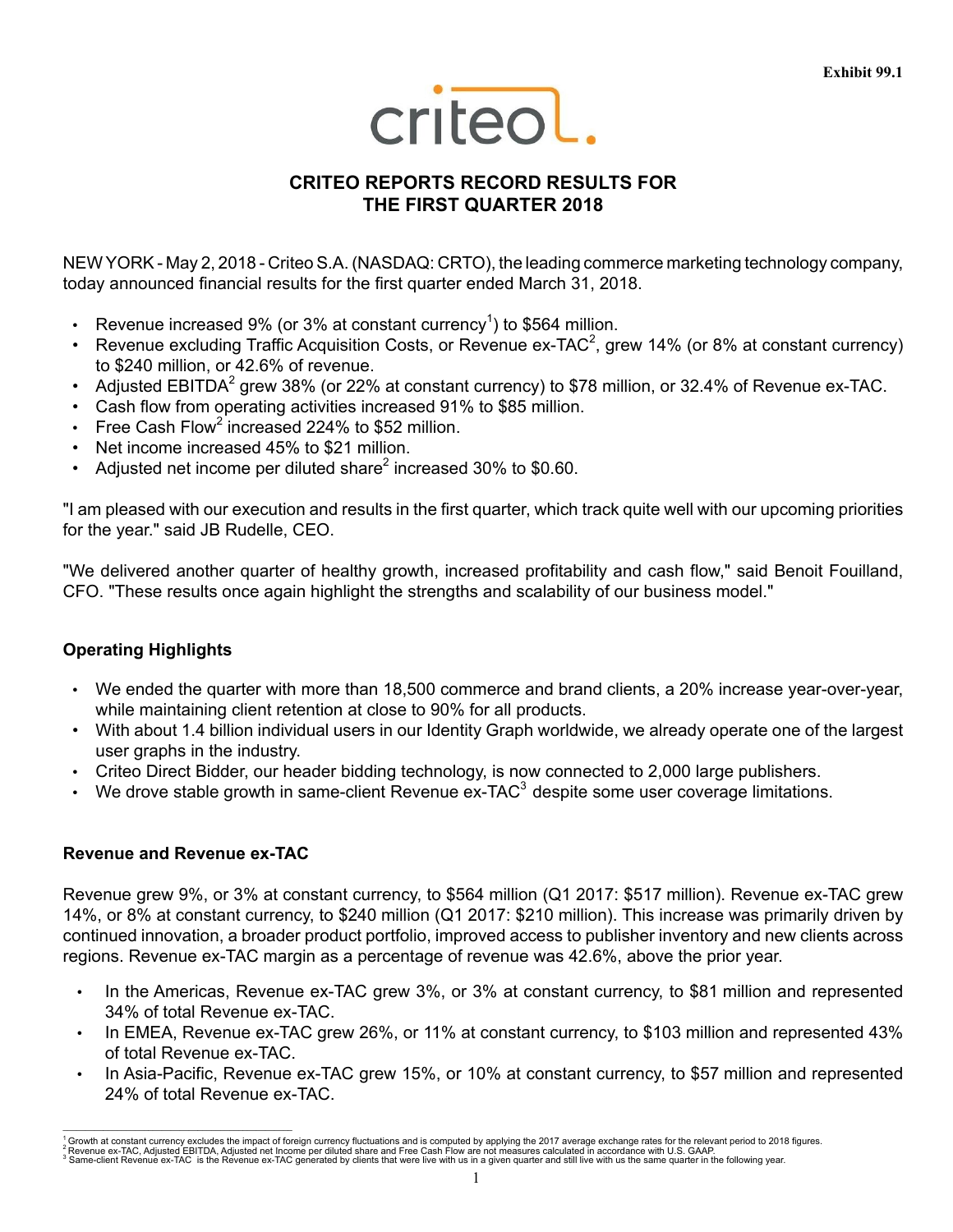Exhibit 99.1

criteo

# CRITEO REPORTS RECORD RESULTS FOR THE FIRST QUARTER 2018

NEW YORK - May 2, 2018 - Criteo S.A. (NASDAQ: CRTO), the leading commerce marketing technology company, today announced financial results for the first quarter ended March 31, 2018.

- Revenue increased 9% (or 3% at constant currency[1]) to $564 million.
- Revenue excluding Traffic Acquisition Costs, or Revenue ex-TAC[2], grew 14% (or 8% at constant currency) to $240 million, or 42.6% of revenue.
- Adjusted EBITDA[2] grew 38% (or 22% at constant currency) to $78 million, or 32.4% of Revenue ex-TAC.
- Cash flow from operating activities increased 91% to $85 million.
- Free Cash Flow[2] increased 224% to $52 million.
- Net income increased 45% to $21 million.
- Adjusted net income per diluted share[2] increased 30% to $0.60.

"I am pleased with our execution and results in the first quarter, which track quite well with our upcoming priorities for the year." said JB Rudelle, CEO.

"We delivered another quarter of healthy growth, increased profitability and cash flow," said Benoit Fouilland, CFO. "These results once again highlight the strengths and scalability of our business model."

## Operating Highlights

- We ended the quarter with more than 18,500 commerce and brand clients, a 20% increase year-over-year, while maintaining client retention at close to 90% for all products.
- With about 1.4 billion individual users in our Identity Graph worldwide, we already operate one of the largest user graphs in the industry.
- Criteo Direct Bidder, our header bidding technology, is now connected to 2,000 large publishers.
- We drove stable growth in same-client Revenue ex-TAC[3] despite some user coverage limitations.

## Revenue and Revenue ex-TAC

Revenue grew 9%, or 3% at constant currency, to $564 million (Q1 2017: $517 million). Revenue ex-TAC grew 14%, or 8% at constant currency, to $240 million (Q1 2017: $210 million). This increase was primarily driven by continued innovation, a broader product portfolio, improved access to publisher inventory and new clients across regions. Revenue ex-TAC margin as a percentage of revenue was 42.6%, above the prior year.

- In the Americas, Revenue ex-TAC grew 3%, or 3% at constant currency, to $81 million and represented 34% of total Revenue ex-TAC.
- In EMEA, Revenue ex-TAC grew 26%, or 11% at constant currency, to $103 million and represented 43% of total Revenue ex-TAC.
- In Asia-Pacific, Revenue ex-TAC grew 15%, or 10% at constant currency, to $57 million and represented 24% of total Revenue ex-TAC.

[1] Growth at constant currency excludes the impact of foreign currency fluctuations and is computed by applying the 2017 average exchange rates for the relevant period to 2018 figures.
[2] Revenue ex-TAC, Adjusted EBITDA, Adjusted net Income per diluted share and Free Cash Flow are not measures calculated in accordance with U.S. GAAP.
[3] Same-client Revenue ex-TAC is the Revenue ex-TAC generated by clients that were live with us in a given quarter and still live with us the same quarter in the following year.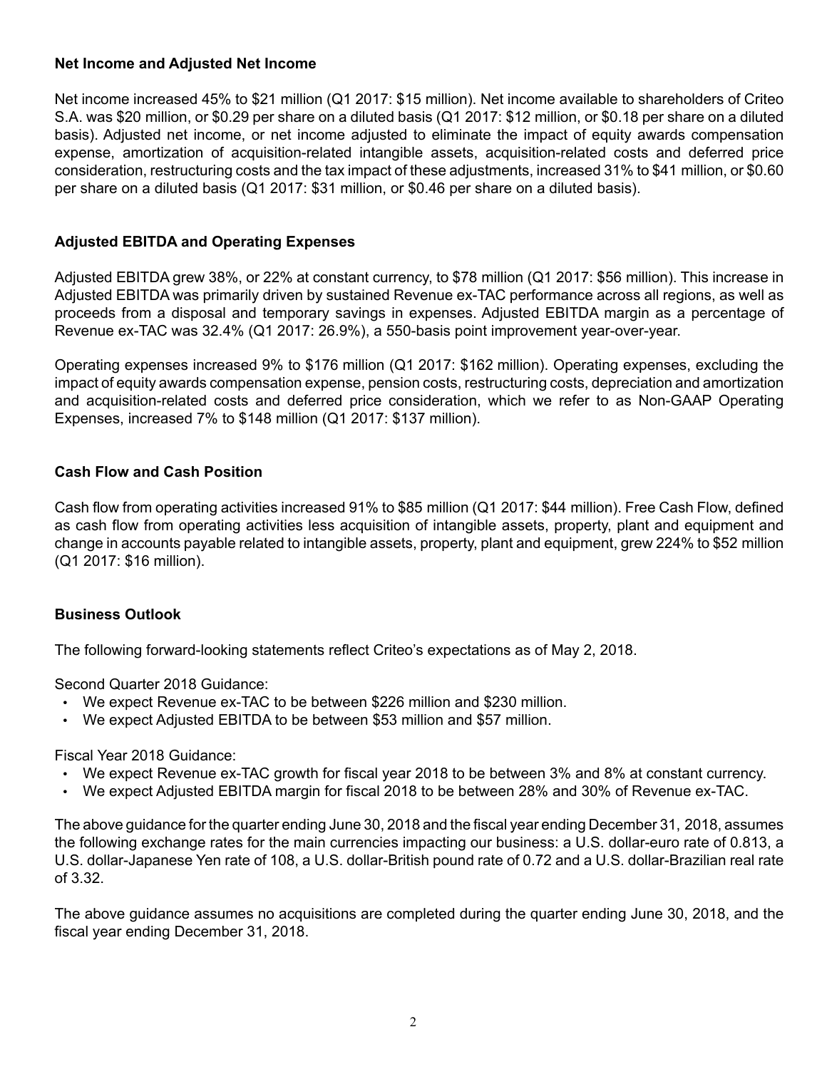## Net Income and Adjusted Net Income

Net income increased 45% to $21 million (Q1 2017: $15 million). Net income available to shareholders of Criteo S.A. was $20 million, or $0.29 per share on a diluted basis (Q1 2017: $12 million, or $0.18 per share on a diluted basis). Adjusted net income, or net income adjusted to eliminate the impact of equity awards compensation expense, amortization of acquisition-related intangible assets, acquisition-related costs and deferred price consideration, restructuring costs and the tax impact of these adjustments, increased 31% to $41 million, or $0.60 per share on a diluted basis (Q1 2017: $31 million, or $0.46 per share on a diluted basis).

## Adjusted EBITDA and Operating Expenses

Adjusted EBITDA grew 38%, or 22% at constant currency, to $78 million (Q1 2017: $56 million). This increase in Adjusted EBITDA was primarily driven by sustained Revenue ex-TAC performance across all regions, as well as proceeds from a disposal and temporary savings in expenses. Adjusted EBITDA margin as a percentage of Revenue ex-TAC was 32.4% (Q1 2017: 26.9%), a 550-basis point improvement year-over-year.

Operating expenses increased 9% to $176 million (Q1 2017: $162 million). Operating expenses, excluding the impact of equity awards compensation expense, pension costs, restructuring costs, depreciation and amortization and acquisition-related costs and deferred price consideration, which we refer to as Non-GAAP Operating Expenses, increased 7% to $148 million (Q1 2017: $137 million).

## Cash Flow and Cash Position

Cash flow from operating activities increased 91% to $85 million (Q1 2017: $44 million). Free Cash Flow, defined as cash flow from operating activities less acquisition of intangible assets, property, plant and equipment and change in accounts payable related to intangible assets, property, plant and equipment, grew 224% to $52 million (Q1 2017: $16 million).

## Business Outlook

The following forward-looking statements reflect Criteo's expectations as of May 2, 2018.

Second Quarter 2018 Guidance:

- We expect Revenue ex-TAC to be between $226 million and $230 million.
- We expect Adjusted EBITDA to be between $53 million and $57 million.

Fiscal Year 2018 Guidance:

- We expect Revenue ex-TAC growth for fiscal year 2018 to be between 3% and 8% at constant currency.
- We expect Adjusted EBITDA margin for fiscal 2018 to be between 28% and 30% of Revenue ex-TAC.

The above guidance for the quarter ending June 30, 2018 and the fiscal year ending December 31, 2018, assumes the following exchange rates for the main currencies impacting our business: a U.S. dollar-euro rate of 0.813, a U.S. dollar-Japanese Yen rate of 108, a U.S. dollar-British pound rate of 0.72 and a U.S. dollar-Brazilian real rate of 3.32.

The above guidance assumes no acquisitions are completed during the quarter ending June 30, 2018, and the fiscal year ending December 31, 2018.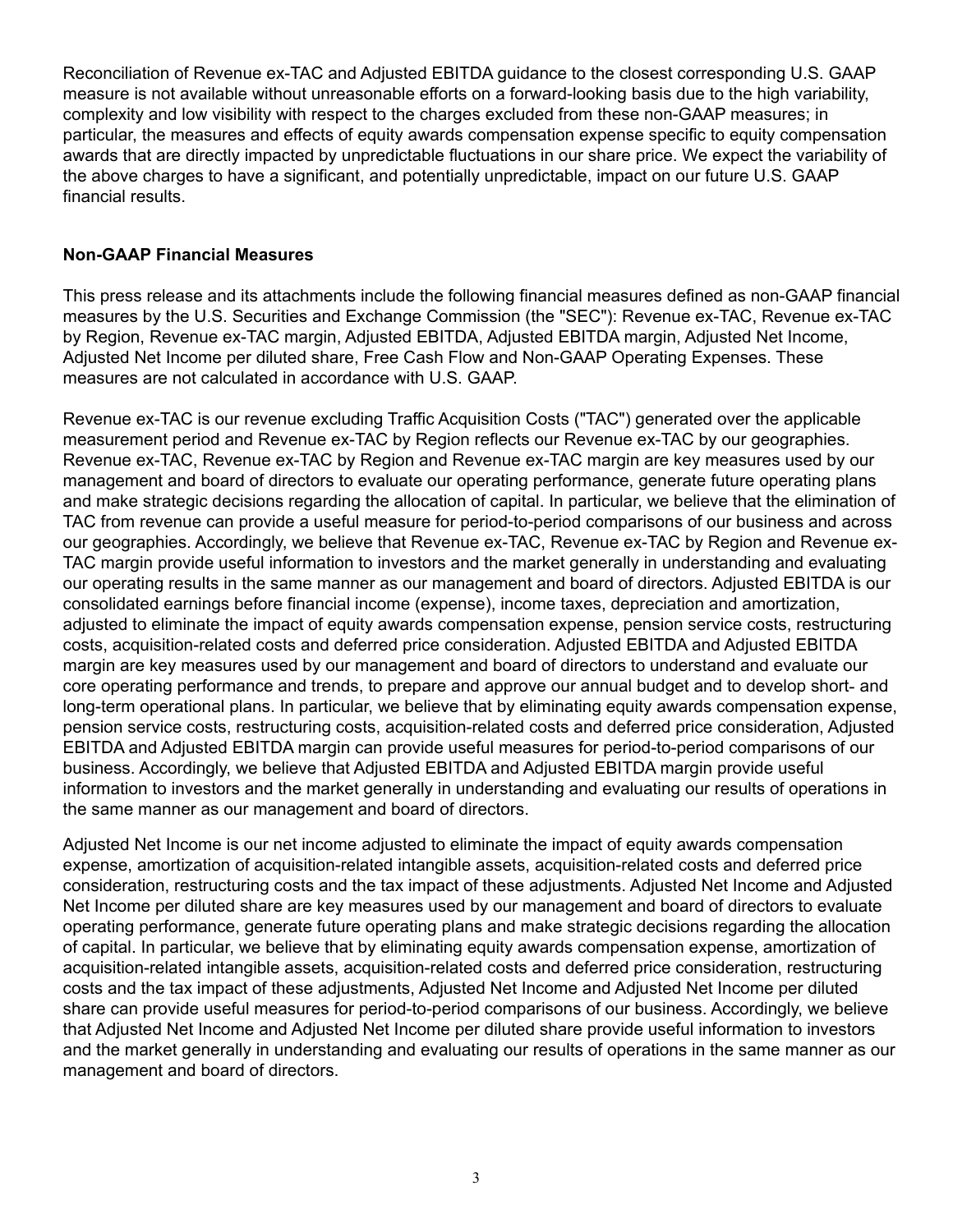Reconciliation of Revenue ex-TAC and Adjusted EBITDA guidance to the closest corresponding U.S. GAAP measure is not available without unreasonable efforts on a forward-looking basis due to the high variability, complexity and low visibility with respect to the charges excluded from these non-GAAP measures; in particular, the measures and effects of equity awards compensation expense specific to equity compensation awards that are directly impacted by unpredictable fluctuations in our share price. We expect the variability of the above charges to have a significant, and potentially unpredictable, impact on our future U.S. GAAP financial results.

**Non-GAAP Financial Measures**

This press release and its attachments include the following financial measures defined as non-GAAP financial measures by the U.S. Securities and Exchange Commission (the "SEC"): Revenue ex-TAC, Revenue ex-TAC by Region, Revenue ex-TAC margin, Adjusted EBITDA, Adjusted EBITDA margin, Adjusted Net Income, Adjusted Net Income per diluted share, Free Cash Flow and Non-GAAP Operating Expenses. These measures are not calculated in accordance with U.S. GAAP.

Revenue ex-TAC is our revenue excluding Traffic Acquisition Costs ("TAC") generated over the applicable measurement period and Revenue ex-TAC by Region reflects our Revenue ex-TAC by our geographies. Revenue ex-TAC, Revenue ex-TAC by Region and Revenue ex-TAC margin are key measures used by our management and board of directors to evaluate our operating performance, generate future operating plans and make strategic decisions regarding the allocation of capital. In particular, we believe that the elimination of TAC from revenue can provide a useful measure for period-to-period comparisons of our business and across our geographies. Accordingly, we believe that Revenue ex-TAC, Revenue ex-TAC by Region and Revenue ex-TAC margin provide useful information to investors and the market generally in understanding and evaluating our operating results in the same manner as our management and board of directors. Adjusted EBITDA is our consolidated earnings before financial income (expense), income taxes, depreciation and amortization, adjusted to eliminate the impact of equity awards compensation expense, pension service costs, restructuring costs, acquisition-related costs and deferred price consideration. Adjusted EBITDA and Adjusted EBITDA margin are key measures used by our management and board of directors to understand and evaluate our core operating performance and trends, to prepare and approve our annual budget and to develop short- and long-term operational plans. In particular, we believe that by eliminating equity awards compensation expense, pension service costs, restructuring costs, acquisition-related costs and deferred price consideration, Adjusted EBITDA and Adjusted EBITDA margin can provide useful measures for period-to-period comparisons of our business. Accordingly, we believe that Adjusted EBITDA and Adjusted EBITDA margin provide useful information to investors and the market generally in understanding and evaluating our results of operations in the same manner as our management and board of directors.

Adjusted Net Income is our net income adjusted to eliminate the impact of equity awards compensation expense, amortization of acquisition-related intangible assets, acquisition-related costs and deferred price consideration, restructuring costs and the tax impact of these adjustments. Adjusted Net Income and Adjusted Net Income per diluted share are key measures used by our management and board of directors to evaluate operating performance, generate future operating plans and make strategic decisions regarding the allocation of capital. In particular, we believe that by eliminating equity awards compensation expense, amortization of acquisition-related intangible assets, acquisition-related costs and deferred price consideration, restructuring costs and the tax impact of these adjustments, Adjusted Net Income and Adjusted Net Income per diluted share can provide useful measures for period-to-period comparisons of our business. Accordingly, we believe that Adjusted Net Income and Adjusted Net Income per diluted share provide useful information to investors and the market generally in understanding and evaluating our results of operations in the same manner as our management and board of directors.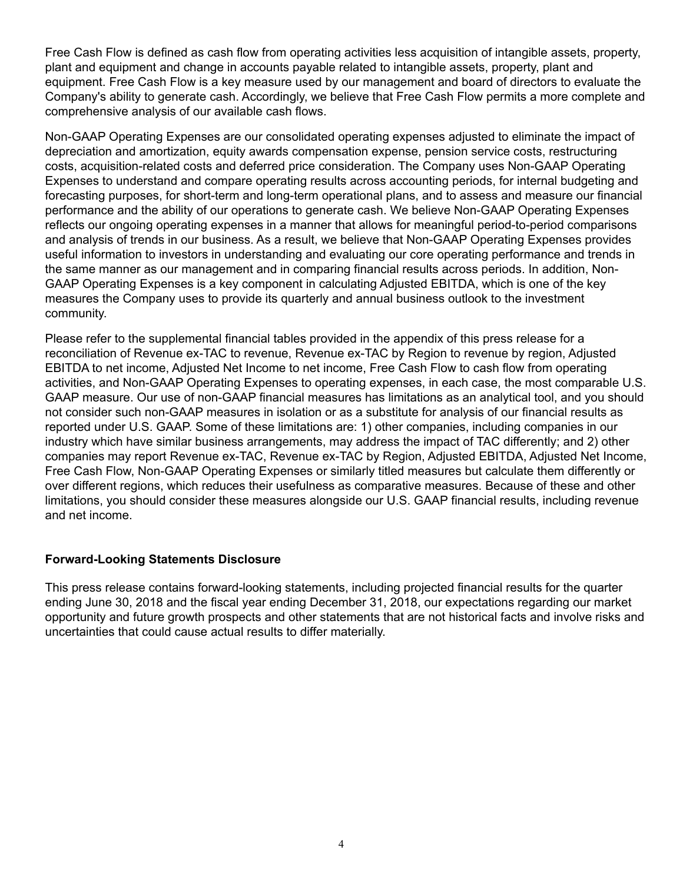Free Cash Flow is defined as cash flow from operating activities less acquisition of intangible assets, property, plant and equipment and change in accounts payable related to intangible assets, property, plant and equipment. Free Cash Flow is a key measure used by our management and board of directors to evaluate the Company's ability to generate cash. Accordingly, we believe that Free Cash Flow permits a more complete and comprehensive analysis of our available cash flows.

Non-GAAP Operating Expenses are our consolidated operating expenses adjusted to eliminate the impact of depreciation and amortization, equity awards compensation expense, pension service costs, restructuring costs, acquisition-related costs and deferred price consideration. The Company uses Non-GAAP Operating Expenses to understand and compare operating results across accounting periods, for internal budgeting and forecasting purposes, for short-term and long-term operational plans, and to assess and measure our financial performance and the ability of our operations to generate cash. We believe Non-GAAP Operating Expenses reflects our ongoing operating expenses in a manner that allows for meaningful period-to-period comparisons and analysis of trends in our business. As a result, we believe that Non-GAAP Operating Expenses provides useful information to investors in understanding and evaluating our core operating performance and trends in the same manner as our management and in comparing financial results across periods. In addition, Non-GAAP Operating Expenses is a key component in calculating Adjusted EBITDA, which is one of the key measures the Company uses to provide its quarterly and annual business outlook to the investment community.

Please refer to the supplemental financial tables provided in the appendix of this press release for a reconciliation of Revenue ex-TAC to revenue, Revenue ex-TAC by Region to revenue by region, Adjusted EBITDA to net income, Adjusted Net Income to net income, Free Cash Flow to cash flow from operating activities, and Non-GAAP Operating Expenses to operating expenses, in each case, the most comparable U.S. GAAP measure. Our use of non-GAAP financial measures has limitations as an analytical tool, and you should not consider such non-GAAP measures in isolation or as a substitute for analysis of our financial results as reported under U.S. GAAP. Some of these limitations are: 1) other companies, including companies in our industry which have similar business arrangements, may address the impact of TAC differently; and 2) other companies may report Revenue ex-TAC, Revenue ex-TAC by Region, Adjusted EBITDA, Adjusted Net Income, Free Cash Flow, Non-GAAP Operating Expenses or similarly titled measures but calculate them differently or over different regions, which reduces their usefulness as comparative measures. Because of these and other limitations, you should consider these measures alongside our U.S. GAAP financial results, including revenue and net income.

## Forward-Looking Statements Disclosure

This press release contains forward-looking statements, including projected financial results for the quarter ending June 30, 2018 and the fiscal year ending December 31, 2018, our expectations regarding our market opportunity and future growth prospects and other statements that are not historical facts and involve risks and uncertainties that could cause actual results to differ materially.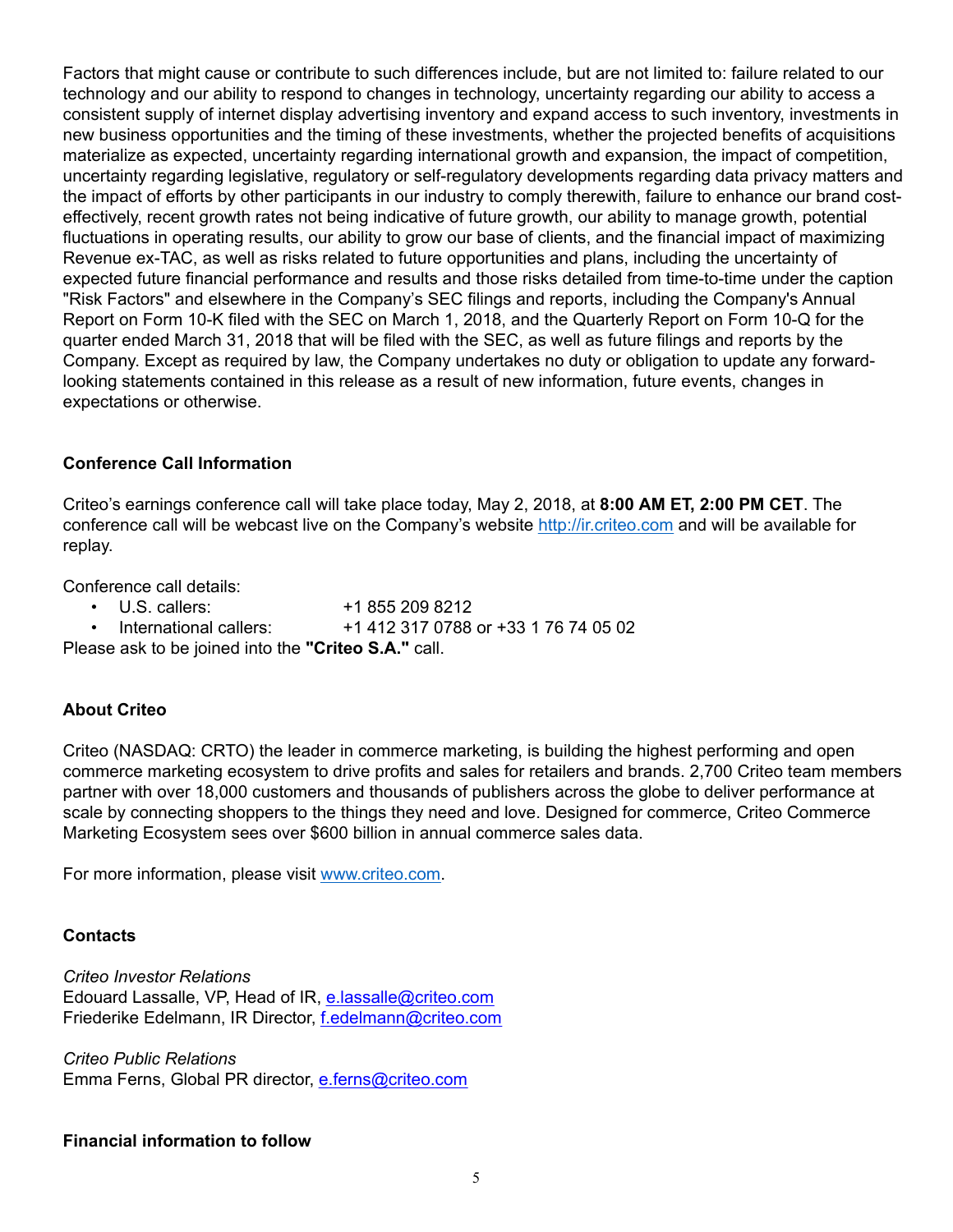Factors that might cause or contribute to such differences include, but are not limited to: failure related to our technology and our ability to respond to changes in technology, uncertainty regarding our ability to access a consistent supply of internet display advertising inventory and expand access to such inventory, investments in new business opportunities and the timing of these investments, whether the projected benefits of acquisitions materialize as expected, uncertainty regarding international growth and expansion, the impact of competition, uncertainty regarding legislative, regulatory or self-regulatory developments regarding data privacy matters and the impact of efforts by other participants in our industry to comply therewith, failure to enhance our brand cost-effectively, recent growth rates not being indicative of future growth, our ability to manage growth, potential fluctuations in operating results, our ability to grow our base of clients, and the financial impact of maximizing Revenue ex-TAC, as well as risks related to future opportunities and plans, including the uncertainty of expected future financial performance and results and those risks detailed from time-to-time under the caption "Risk Factors" and elsewhere in the Company's SEC filings and reports, including the Company's Annual Report on Form 10-K filed with the SEC on March 1, 2018, and the Quarterly Report on Form 10-Q for the quarter ended March 31, 2018 that will be filed with the SEC, as well as future filings and reports by the Company. Except as required by law, the Company undertakes no duty or obligation to update any forward-looking statements contained in this release as a result of new information, future events, changes in expectations or otherwise.

### Conference Call Information

Criteo's earnings conference call will take place today, May 2, 2018, at **8:00 AM ET, 2:00 PM CET**. The conference call will be webcast live on the Company's website http://ir.criteo.com and will be available for replay.

Conference call details:

- U.S. callers: +1 855 209 8212
- International callers: +1 412 317 0788 or +33 1 76 74 05 02

Please ask to be joined into the **"Criteo S.A."** call.

### About Criteo

Criteo (NASDAQ: CRTO) the leader in commerce marketing, is building the highest performing and open commerce marketing ecosystem to drive profits and sales for retailers and brands. 2,700 Criteo team members partner with over 18,000 customers and thousands of publishers across the globe to deliver performance at scale by connecting shoppers to the things they need and love. Designed for commerce, Criteo Commerce Marketing Ecosystem sees over $600 billion in annual commerce sales data.

For more information, please visit www.criteo.com.

### Contacts

*Criteo Investor Relations*
Edouard Lassalle, VP, Head of IR, e.lassalle@criteo.com
Friederike Edelmann, IR Director, f.edelmann@criteo.com

*Criteo Public Relations*
Emma Ferns, Global PR director, e.ferns@criteo.com

### Financial information to follow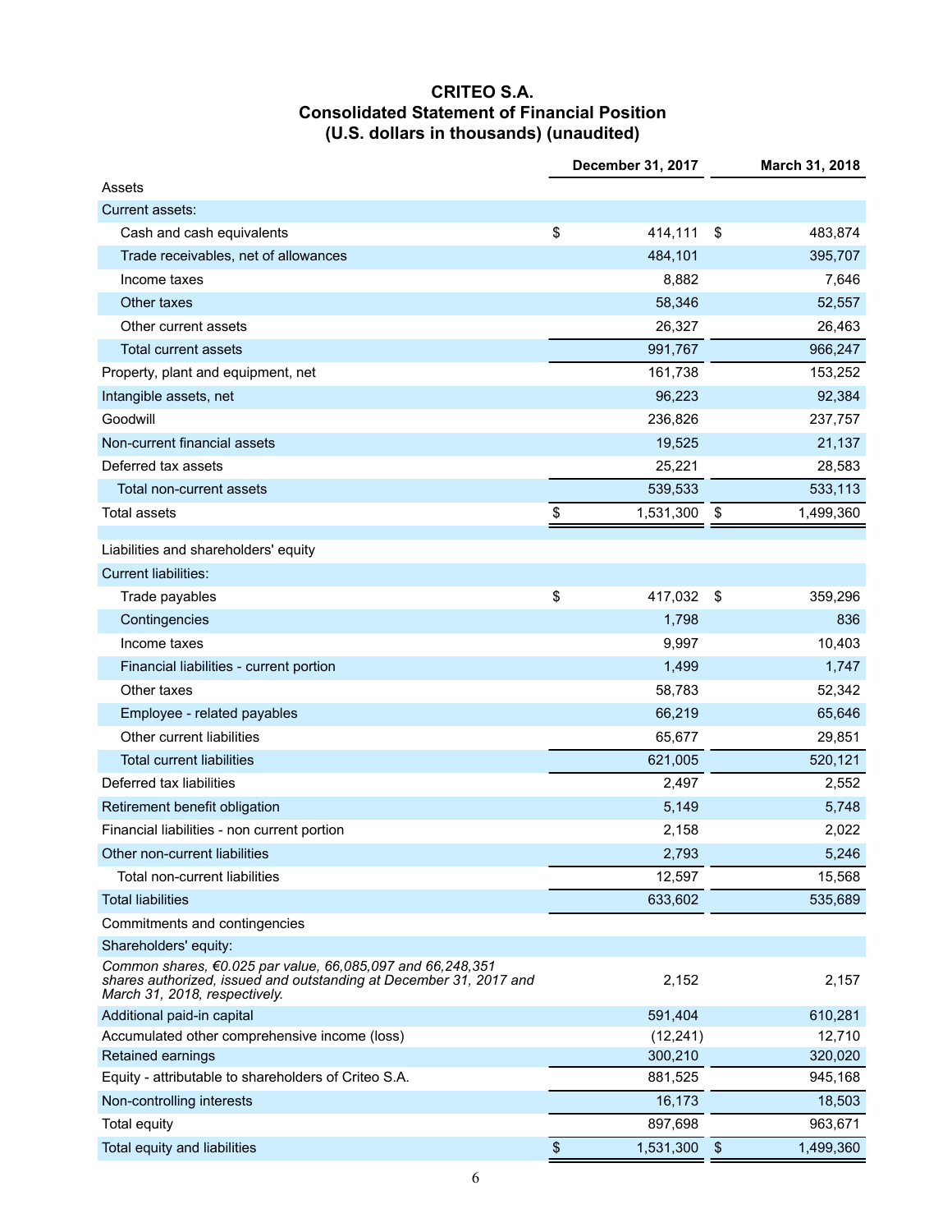# CRITEO S.A.
## Consolidated Statement of Financial Position
### (U.S. dollars in thousands) (unaudited)

| | December 31, 2017 | March 31, 2018 |
|---|---|---|
| Assets | | |
| Current assets: | | |
| Cash and cash equivalents | $ 414,111 | $ 483,874 |
| Trade receivables, net of allowances | 484,101 | 395,707 |
| Income taxes | 8,882 | 7,646 |
| Other taxes | 58,346 | 52,557 |
| Other current assets | 26,327 | 26,463 |
| Total current assets | 991,767 | 966,247 |
| Property, plant and equipment, net | 161,738 | 153,252 |
| Intangible assets, net | 96,223 | 92,384 |
| Goodwill | 236,826 | 237,757 |
| Non-current financial assets | 19,525 | 21,137 |
| Deferred tax assets | 25,221 | 28,583 |
| Total non-current assets | 539,533 | 533,113 |
| Total assets | $ 1,531,300 | $ 1,499,360 |
| | | |
| Liabilities and shareholders' equity | | |
| Current liabilities: | | |
| Trade payables | $ 417,032 | $ 359,296 |
| Contingencies | 1,798 | 836 |
| Income taxes | 9,997 | 10,403 |
| Financial liabilities - current portion | 1,499 | 1,747 |
| Other taxes | 58,783 | 52,342 |
| Employee - related payables | 66,219 | 65,646 |
| Other current liabilities | 65,677 | 29,851 |
| Total current liabilities | 621,005 | 520,121 |
| Deferred tax liabilities | 2,497 | 2,552 |
| Retirement benefit obligation | 5,149 | 5,748 |
| Financial liabilities - non current portion | 2,158 | 2,022 |
| Other non-current liabilities | 2,793 | 5,246 |
| Total non-current liabilities | 12,597 | 15,568 |
| Total liabilities | 633,602 | 535,689 |
| Commitments and contingencies | | |
| Shareholders' equity: | | |
| *Common shares, €0.025 par value, 66,085,097 and 66,248,351 shares authorized, issued and outstanding at December 31, 2017 and March 31, 2018, respectively.* | 2,152 | 2,157 |
| Additional paid-in capital | 591,404 | 610,281 |
| Accumulated other comprehensive income (loss) | (12,241) | 12,710 |
| Retained earnings | 300,210 | 320,020 |
| Equity - attributable to shareholders of Criteo S.A. | 881,525 | 945,168 |
| Non-controlling interests | 16,173 | 18,503 |
| Total equity | 897,698 | 963,671 |
| Total equity and liabilities | $ 1,531,300 | $ 1,499,360 |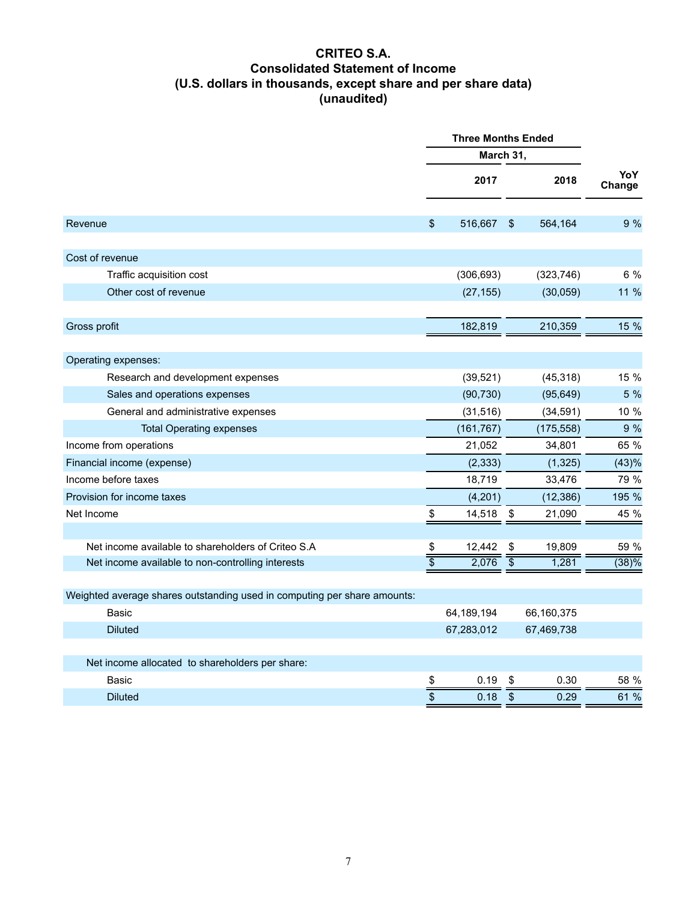# CRITEO S.A.
## Consolidated Statement of Income
## (U.S. dollars in thousands, except share and per share data)
## (unaudited)

| | Three Months Ended March 31, | | |
|---|---|---|---|
| | 2017 | 2018 | YoY Change |
| Revenue | $ 516,667 | $ 564,164 | 9 % |
| Cost of revenue | | | |
| Traffic acquisition cost | (306,693) | (323,746) | 6 % |
| Other cost of revenue | (27,155) | (30,059) | 11 % |
| Gross profit | 182,819 | 210,359 | 15 % |
| Operating expenses: | | | |
| Research and development expenses | (39,521) | (45,318) | 15 % |
| Sales and operations expenses | (90,730) | (95,649) | 5 % |
| General and administrative expenses | (31,516) | (34,591) | 10 % |
| Total Operating expenses | (161,767) | (175,558) | 9 % |
| Income from operations | 21,052 | 34,801 | 65 % |
| Financial income (expense) | (2,333) | (1,325) | (43)% |
| Income before taxes | 18,719 | 33,476 | 79 % |
| Provision for income taxes | (4,201) | (12,386) | 195 % |
| Net Income | $ 14,518 | $ 21,090 | 45 % |
| Net income available to shareholders of Criteo S.A | $ 12,442 | $ 19,809 | 59 % |
| Net income available to non-controlling interests | $ 2,076 | $ 1,281 | (38)% |
| Weighted average shares outstanding used in computing per share amounts: | | | |
| Basic | 64,189,194 | 66,160,375 | |
| Diluted | 67,283,012 | 67,469,738 | |
| Net income allocated to shareholders per share: | | | |
| Basic | $ 0.19 | $ 0.30 | 58 % |
| Diluted | $ 0.18 | $ 0.29 | 61 % |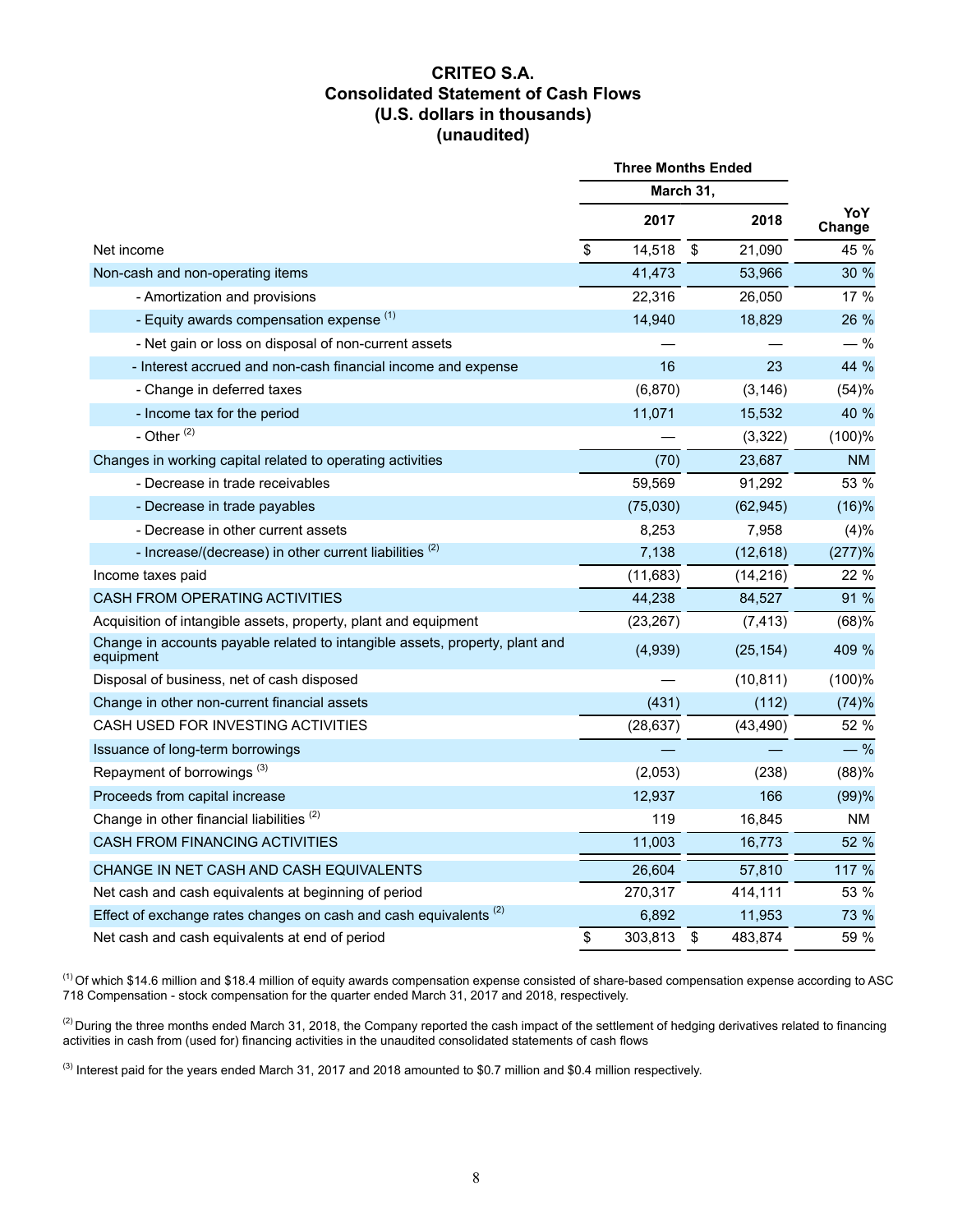# CRITEO S.A.
## Consolidated Statement of Cash Flows
## (U.S. dollars in thousands)
## (unaudited)

| | Three Months Ended March 31, 2017 | Three Months Ended March 31, 2018 | YoY Change |
|---|---|---|---|
| Net income | $ 14,518 | $ 21,090 | 45 % |
| Non-cash and non-operating items | 41,473 | 53,966 | 30 % |
| - Amortization and provisions | 22,316 | 26,050 | 17 % |
| - Equity awards compensation expense [(1)] | 14,940 | 18,829 | 26 % |
| - Net gain or loss on disposal of non-current assets | — | — | — % |
| - Interest accrued and non-cash financial income and expense | 16 | 23 | 44 % |
| - Change in deferred taxes | (6,870) | (3,146) | (54)% |
| - Income tax for the period | 11,071 | 15,532 | 40 % |
| - Other [(2)] | — | (3,322) | (100)% |
| Changes in working capital related to operating activities | (70) | 23,687 | NM |
| - Decrease in trade receivables | 59,569 | 91,292 | 53 % |
| - Decrease in trade payables | (75,030) | (62,945) | (16)% |
| - Decrease in other current assets | 8,253 | 7,958 | (4)% |
| - Increase/(decrease) in other current liabilities [(2)] | 7,138 | (12,618) | (277)% |
| Income taxes paid | (11,683) | (14,216) | 22 % |
| CASH FROM OPERATING ACTIVITIES | 44,238 | 84,527 | 91 % |
| Acquisition of intangible assets, property, plant and equipment | (23,267) | (7,413) | (68)% |
| Change in accounts payable related to intangible assets, property, plant and equipment | (4,939) | (25,154) | 409 % |
| Disposal of business, net of cash disposed | — | (10,811) | (100)% |
| Change in other non-current financial assets | (431) | (112) | (74)% |
| CASH USED FOR INVESTING ACTIVITIES | (28,637) | (43,490) | 52 % |
| Issuance of long-term borrowings | — | — | — % |
| Repayment of borrowings [(3)] | (2,053) | (238) | (88)% |
| Proceeds from capital increase | 12,937 | 166 | (99)% |
| Change in other financial liabilities [(2)] | 119 | 16,845 | NM |
| CASH FROM FINANCING ACTIVITIES | 11,003 | 16,773 | 52 % |
| CHANGE IN NET CASH AND CASH EQUIVALENTS | 26,604 | 57,810 | 117 % |
| Net cash and cash equivalents at beginning of period | 270,317 | 414,111 | 53 % |
| Effect of exchange rates changes on cash and cash equivalents [(2)] | 6,892 | 11,953 | 73 % |
| Net cash and cash equivalents at end of period | $ 303,813 | $ 483,874 | 59 % |

[(1)] Of which $14.6 million and $18.4 million of equity awards compensation expense consisted of share-based compensation expense according to ASC 718 Compensation - stock compensation for the quarter ended March 31, 2017 and 2018, respectively.

[(2)] During the three months ended March 31, 2018, the Company reported the cash impact of the settlement of hedging derivatives related to financing activities in cash from (used for) financing activities in the unaudited consolidated statements of cash flows

[(3)] Interest paid for the years ended March 31, 2017 and 2018 amounted to $0.7 million and $0.4 million respectively.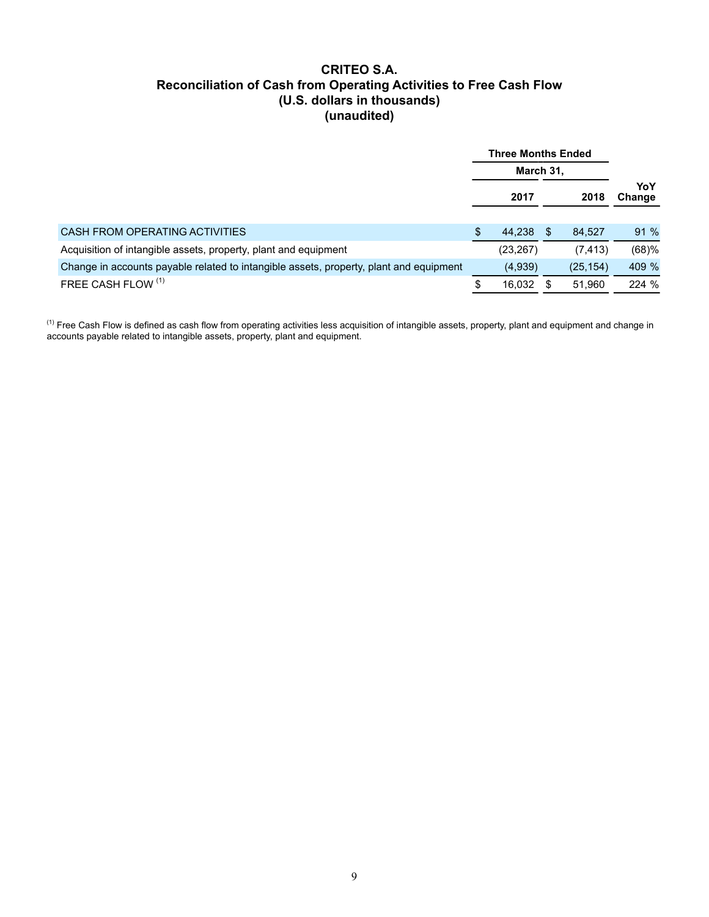# CRITEO S.A.
## Reconciliation of Cash from Operating Activities to Free Cash Flow
## (U.S. dollars in thousands)
## (unaudited)

| | Three Months Ended March 31, | | |
|---|---|---|---|
| | 2017 | 2018 | YoY Change |
| CASH FROM OPERATING ACTIVITIES | $ 44,238 | $ 84,527 | 91 % |
| Acquisition of intangible assets, property, plant and equipment | (23,267) | (7,413) | (68)% |
| Change in accounts payable related to intangible assets, property, plant and equipment | (4,939) | (25,154) | 409 % |
| FREE CASH FLOW [(1)] | $ 16,032 | $ 51,960 | 224 % |

[(1)] Free Cash Flow is defined as cash flow from operating activities less acquisition of intangible assets, property, plant and equipment and change in accounts payable related to intangible assets, property, plant and equipment.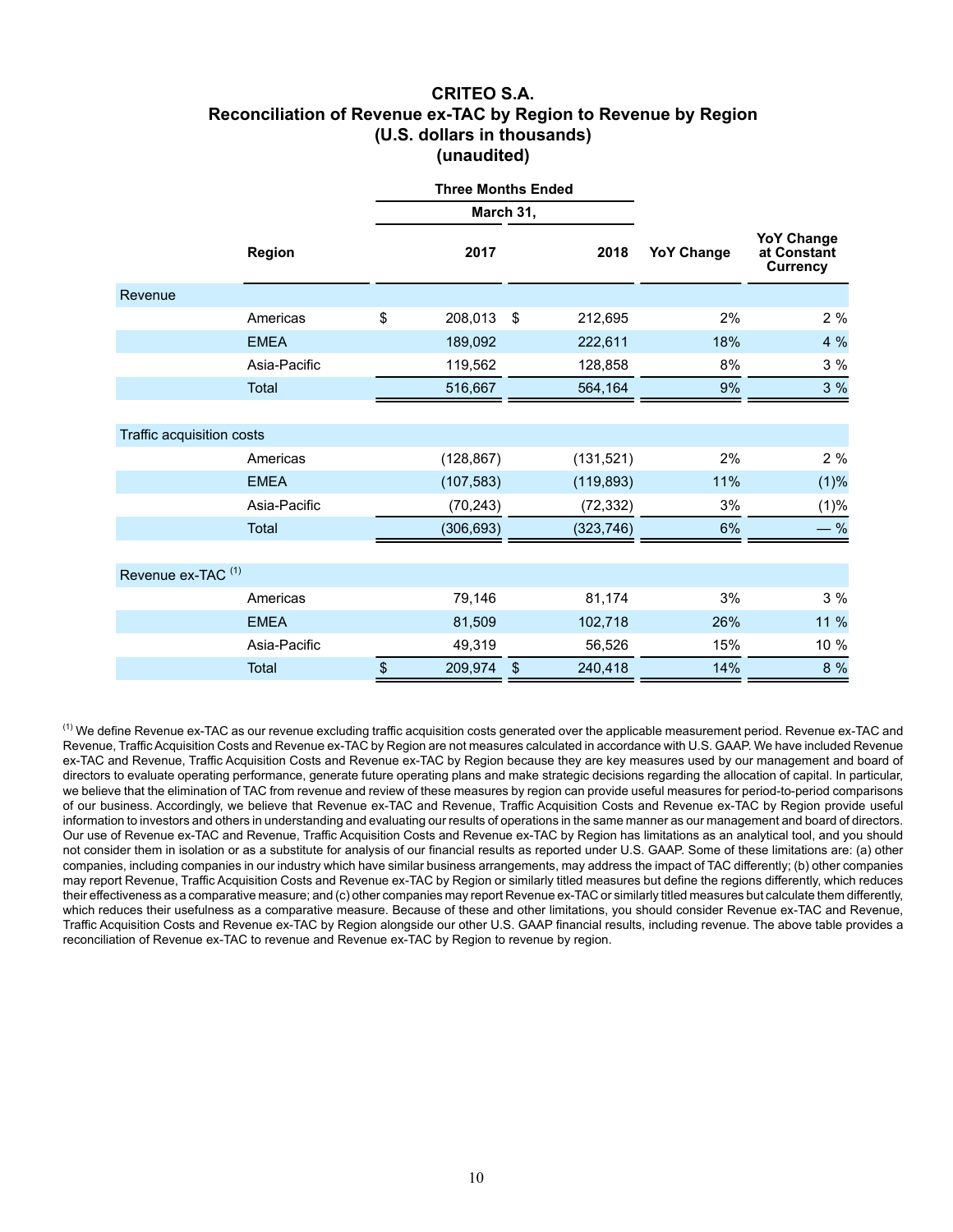# CRITEO S.A.
## Reconciliation of Revenue ex-TAC by Region to Revenue by Region
### (U.S. dollars in thousands)
### (unaudited)

| | Region | Three Months Ended March 31, 2017 | Three Months Ended March 31, 2018 | YoY Change | YoY Change at Constant Currency |
|---|---|---|---|---|---|
| Revenue | | | | | |
| | Americas | $ 208,013 | $ 212,695 | 2% | 2 % |
| | EMEA | 189,092 | 222,611 | 18% | 4 % |
| | Asia-Pacific | 119,562 | 128,858 | 8% | 3 % |
| | Total | 516,667 | 564,164 | 9% | 3 % |
| Traffic acquisition costs | | | | | |
| | Americas | (128,867) | (131,521) | 2% | 2 % |
| | EMEA | (107,583) | (119,893) | 11% | (1)% |
| | Asia-Pacific | (70,243) | (72,332) | 3% | (1)% |
| | Total | (306,693) | (323,746) | 6% | — % |
| Revenue ex-TAC [(1)] | | | | | |
| | Americas | 79,146 | 81,174 | 3% | 3 % |
| | EMEA | 81,509 | 102,718 | 26% | 11 % |
| | Asia-Pacific | 49,319 | 56,526 | 15% | 10 % |
| | Total | $ 209,974 | $ 240,418 | 14% | 8 % |

[(1)] We define Revenue ex-TAC as our revenue excluding traffic acquisition costs generated over the applicable measurement period. Revenue ex-TAC and Revenue, Traffic Acquisition Costs and Revenue ex-TAC by Region are not measures calculated in accordance with U.S. GAAP. We have included Revenue ex-TAC and Revenue, Traffic Acquisition Costs and Revenue ex-TAC by Region because they are key measures used by our management and board of directors to evaluate operating performance, generate future operating plans and make strategic decisions regarding the allocation of capital. In particular, we believe that the elimination of TAC from revenue and review of these measures by region can provide useful measures for period-to-period comparisons of our business. Accordingly, we believe that Revenue ex-TAC and Revenue, Traffic Acquisition Costs and Revenue ex-TAC by Region provide useful information to investors and others in understanding and evaluating our results of operations in the same manner as our management and board of directors. Our use of Revenue ex-TAC and Revenue, Traffic Acquisition Costs and Revenue ex-TAC by Region has limitations as an analytical tool, and you should not consider them in isolation or as a substitute for analysis of our financial results as reported under U.S. GAAP. Some of these limitations are: (a) other companies, including companies in our industry which have similar business arrangements, may address the impact of TAC differently; (b) other companies may report Revenue, Traffic Acquisition Costs and Revenue ex-TAC by Region or similarly titled measures but define the regions differently, which reduces their effectiveness as a comparative measure; and (c) other companies may report Revenue ex-TAC or similarly titled measures but calculate them differently, which reduces their usefulness as a comparative measure. Because of these and other limitations, you should consider Revenue ex-TAC and Revenue, Traffic Acquisition Costs and Revenue ex-TAC by Region alongside our other U.S. GAAP financial results, including revenue. The above table provides a reconciliation of Revenue ex-TAC to revenue and Revenue ex-TAC by Region to revenue by region.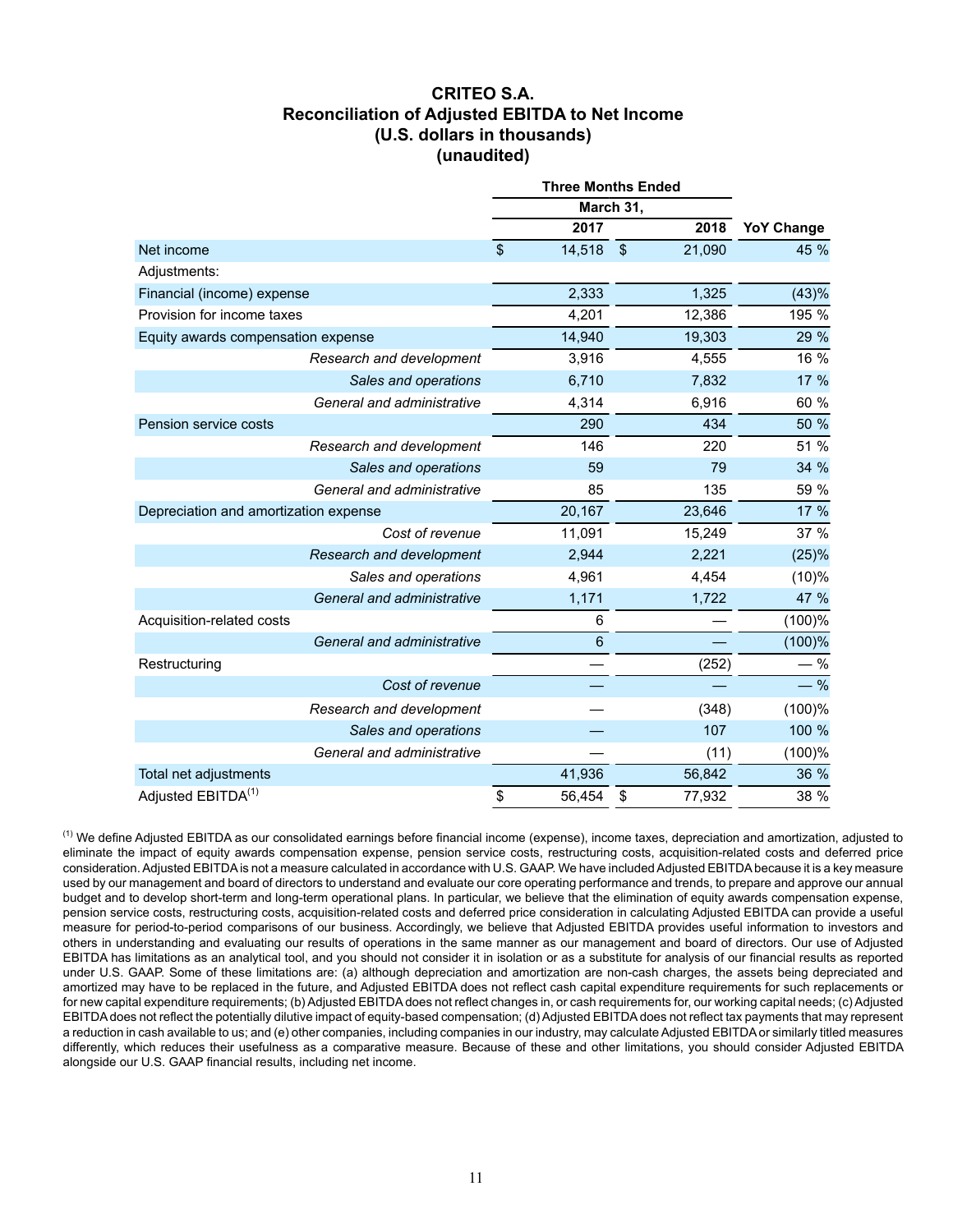# CRITEO S.A.
## Reconciliation of Adjusted EBITDA to Net Income
## (U.S. dollars in thousands)
## (unaudited)

| | Three Months Ended March 31, | | |
|---|---|---|---|
| | 2017 | 2018 | YoY Change |
| Net income | $ 14,518 | $ 21,090 | 45 % |
| Adjustments: | | | |
| Financial (income) expense | 2,333 | 1,325 | (43)% |
| Provision for income taxes | 4,201 | 12,386 | 195 % |
| Equity awards compensation expense | 14,940 | 19,303 | 29 % |
| *Research and development* | 3,916 | 4,555 | 16 % |
| *Sales and operations* | 6,710 | 7,832 | 17 % |
| *General and administrative* | 4,314 | 6,916 | 60 % |
| Pension service costs | 290 | 434 | 50 % |
| *Research and development* | 146 | 220 | 51 % |
| *Sales and operations* | 59 | 79 | 34 % |
| *General and administrative* | 85 | 135 | 59 % |
| Depreciation and amortization expense | 20,167 | 23,646 | 17 % |
| *Cost of revenue* | 11,091 | 15,249 | 37 % |
| *Research and development* | 2,944 | 2,221 | (25)% |
| *Sales and operations* | 4,961 | 4,454 | (10)% |
| *General and administrative* | 1,171 | 1,722 | 47 % |
| Acquisition-related costs | 6 | — | (100)% |
| *General and administrative* | 6 | — | (100)% |
| Restructuring | — | (252) | — % |
| *Cost of revenue* | — | — | — % |
| *Research and development* | — | (348) | (100)% |
| *Sales and operations* | — | 107 | 100 % |
| *General and administrative* | — | (11) | (100)% |
| Total net adjustments | 41,936 | 56,842 | 36 % |
| Adjusted EBITDA[(1)] | $ 56,454 | $ 77,932 | 38 % |

[(1)] We define Adjusted EBITDA as our consolidated earnings before financial income (expense), income taxes, depreciation and amortization, adjusted to eliminate the impact of equity awards compensation expense, pension service costs, restructuring costs, acquisition-related costs and deferred price consideration. Adjusted EBITDA is not a measure calculated in accordance with U.S. GAAP. We have included Adjusted EBITDA because it is a key measure used by our management and board of directors to understand and evaluate our core operating performance and trends, to prepare and approve our annual budget and to develop short-term and long-term operational plans. In particular, we believe that the elimination of equity awards compensation expense, pension service costs, restructuring costs, acquisition-related costs and deferred price consideration in calculating Adjusted EBITDA can provide a useful measure for period-to-period comparisons of our business. Accordingly, we believe that Adjusted EBITDA provides useful information to investors and others in understanding and evaluating our results of operations in the same manner as our management and board of directors. Our use of Adjusted EBITDA has limitations as an analytical tool, and you should not consider it in isolation or as a substitute for analysis of our financial results as reported under U.S. GAAP. Some of these limitations are: (a) although depreciation and amortization are non-cash charges, the assets being depreciated and amortized may have to be replaced in the future, and Adjusted EBITDA does not reflect cash capital expenditure requirements for such replacements or for new capital expenditure requirements; (b) Adjusted EBITDA does not reflect changes in, or cash requirements for, our working capital needs; (c) Adjusted EBITDA does not reflect the potentially dilutive impact of equity-based compensation; (d) Adjusted EBITDA does not reflect tax payments that may represent a reduction in cash available to us; and (e) other companies, including companies in our industry, may calculate Adjusted EBITDA or similarly titled measures differently, which reduces their usefulness as a comparative measure. Because of these and other limitations, you should consider Adjusted EBITDA alongside our U.S. GAAP financial results, including net income.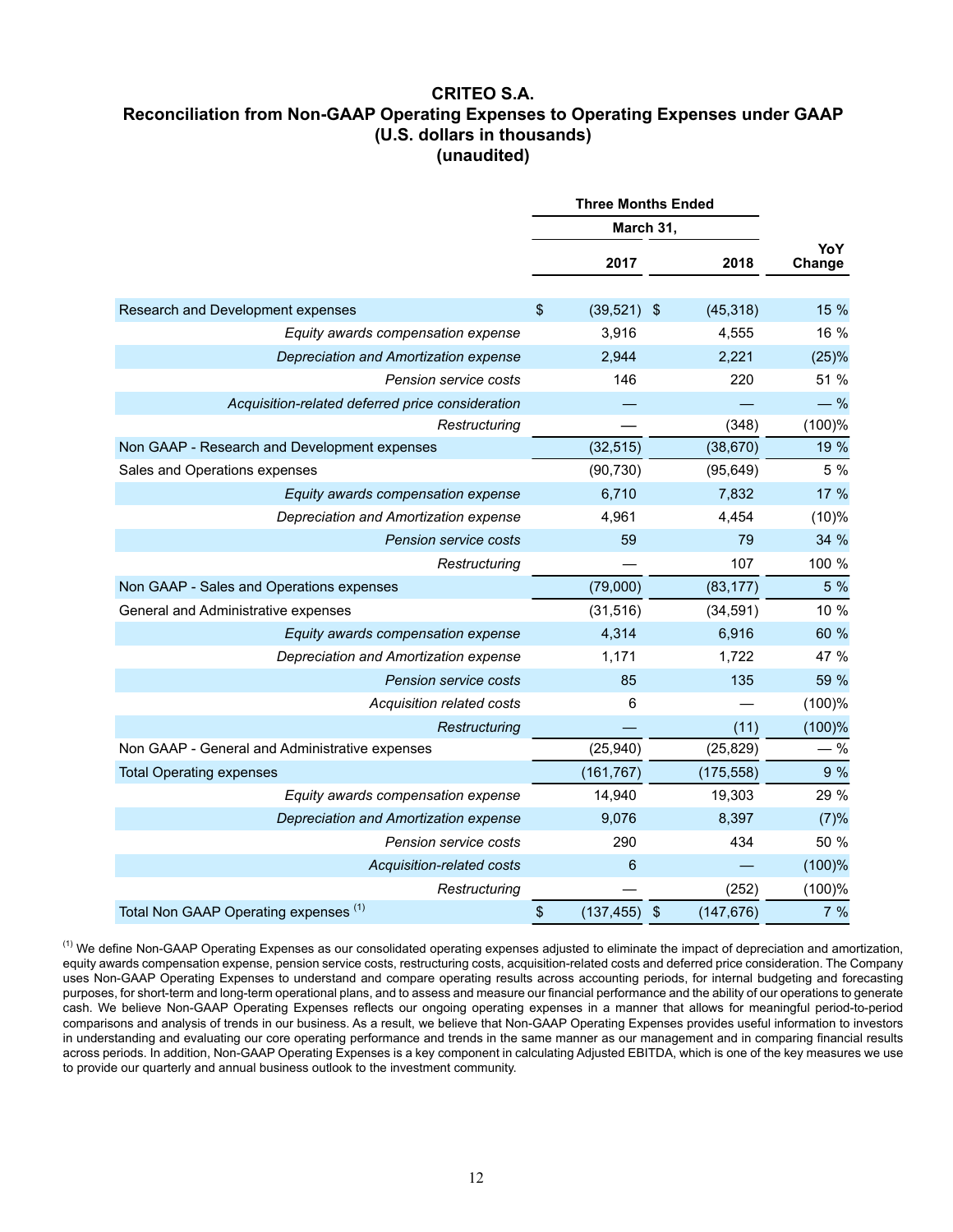## CRITEO S.A.
## Reconciliation from Non-GAAP Operating Expenses to Operating Expenses under GAAP
## (U.S. dollars in thousands)
## (unaudited)

| | Three Months Ended March 31, | | |
|---|---|---|---|
| | 2017 | 2018 | YoY Change |
| Research and Development expenses | $ (39,521) | $ (45,318) | 15 % |
| *Equity awards compensation expense* | 3,916 | 4,555 | 16 % |
| *Depreciation and Amortization expense* | 2,944 | 2,221 | (25)% |
| *Pension service costs* | 146 | 220 | 51 % |
| *Acquisition-related deferred price consideration* | — | — | — % |
| *Restructuring* | — | (348) | (100)% |
| Non GAAP - Research and Development expenses | (32,515) | (38,670) | 19 % |
| Sales and Operations expenses | (90,730) | (95,649) | 5 % |
| *Equity awards compensation expense* | 6,710 | 7,832 | 17 % |
| *Depreciation and Amortization expense* | 4,961 | 4,454 | (10)% |
| *Pension service costs* | 59 | 79 | 34 % |
| *Restructuring* | — | 107 | 100 % |
| Non GAAP - Sales and Operations expenses | (79,000) | (83,177) | 5 % |
| General and Administrative expenses | (31,516) | (34,591) | 10 % |
| *Equity awards compensation expense* | 4,314 | 6,916 | 60 % |
| *Depreciation and Amortization expense* | 1,171 | 1,722 | 47 % |
| *Pension service costs* | 85 | 135 | 59 % |
| *Acquisition related costs* | 6 | — | (100)% |
| *Restructuring* | — | (11) | (100)% |
| Non GAAP - General and Administrative expenses | (25,940) | (25,829) | — % |
| Total Operating expenses | (161,767) | (175,558) | 9 % |
| *Equity awards compensation expense* | 14,940 | 19,303 | 29 % |
| *Depreciation and Amortization expense* | 9,076 | 8,397 | (7)% |
| *Pension service costs* | 290 | 434 | 50 % |
| *Acquisition-related costs* | 6 | — | (100)% |
| *Restructuring* | — | (252) | (100)% |
| Total Non GAAP Operating expenses (1) | $ (137,455) | $ (147,676) | 7 % |

(1) We define Non-GAAP Operating Expenses as our consolidated operating expenses adjusted to eliminate the impact of depreciation and amortization, equity awards compensation expense, pension service costs, restructuring costs, acquisition-related costs and deferred price consideration. The Company uses Non-GAAP Operating Expenses to understand and compare operating results across accounting periods, for internal budgeting and forecasting purposes, for short-term and long-term operational plans, and to assess and measure our financial performance and the ability of our operations to generate cash. We believe Non-GAAP Operating Expenses reflects our ongoing operating expenses in a manner that allows for meaningful period-to-period comparisons and analysis of trends in our business. As a result, we believe that Non-GAAP Operating Expenses provides useful information to investors in understanding and evaluating our core operating performance and trends in the same manner as our management and in comparing financial results across periods. In addition, Non-GAAP Operating Expenses is a key component in calculating Adjusted EBITDA, which is one of the key measures we use to provide our quarterly and annual business outlook to the investment community.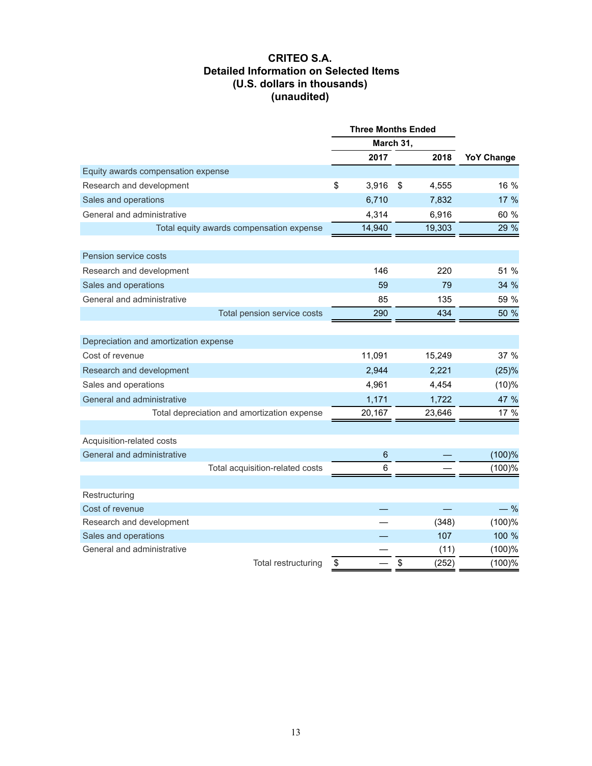# CRITEO S.A.
## Detailed Information on Selected Items
## (U.S. dollars in thousands)
## (unaudited)

| | Three Months Ended March 31, | | |
|---|---|---|---|
| | 2017 | 2018 | YoY Change |
| **Equity awards compensation expense** | | | |
| Research and development | $ 3,916 | $ 4,555 | 16 % |
| Sales and operations | 6,710 | 7,832 | 17 % |
| General and administrative | 4,314 | 6,916 | 60 % |
| Total equity awards compensation expense | 14,940 | 19,303 | 29 % |
| **Pension service costs** | | | |
| Research and development | 146 | 220 | 51 % |
| Sales and operations | 59 | 79 | 34 % |
| General and administrative | 85 | 135 | 59 % |
| Total pension service costs | 290 | 434 | 50 % |
| **Depreciation and amortization expense** | | | |
| Cost of revenue | 11,091 | 15,249 | 37 % |
| Research and development | 2,944 | 2,221 | (25)% |
| Sales and operations | 4,961 | 4,454 | (10)% |
| General and administrative | 1,171 | 1,722 | 47 % |
| Total depreciation and amortization expense | 20,167 | 23,646 | 17 % |
| **Acquisition-related costs** | | | |
| General and administrative | 6 | — | (100)% |
| Total acquisition-related costs | 6 | — | (100)% |
| **Restructuring** | | | |
| Cost of revenue | — | — | — % |
| Research and development | — | (348) | (100)% |
| Sales and operations | — | 107 | 100 % |
| General and administrative | — | (11) | (100)% |
| Total restructuring | $ — | $ (252) | (100)% |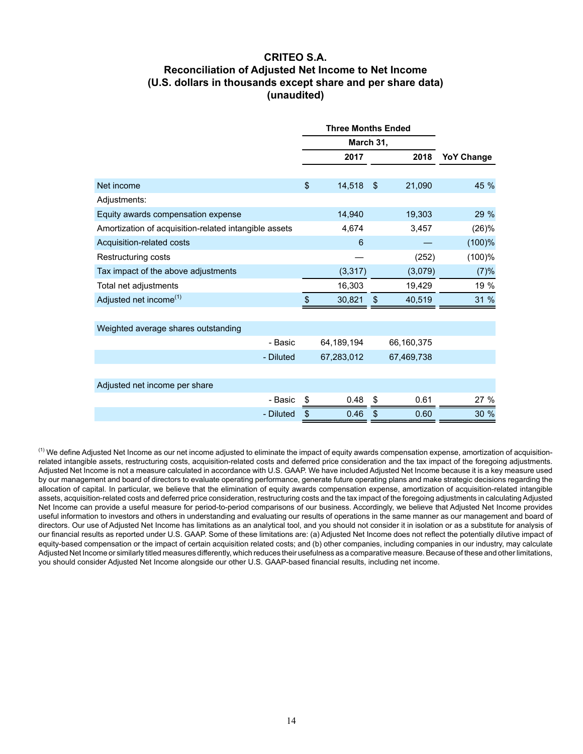# CRITEO S.A.
## Reconciliation of Adjusted Net Income to Net Income
## (U.S. dollars in thousands except share and per share data)
## (unaudited)

| | Three Months Ended March 31, | | |
|---|---|---|---|
| | 2017 | 2018 | YoY Change |
| Net income | $ 14,518 | $ 21,090 | 45 % |
| Adjustments: | | | |
| Equity awards compensation expense | 14,940 | 19,303 | 29 % |
| Amortization of acquisition-related intangible assets | 4,674 | 3,457 | (26)% |
| Acquisition-related costs | 6 | — | (100)% |
| Restructuring costs | — | (252) | (100)% |
| Tax impact of the above adjustments | (3,317) | (3,079) | (7)% |
| Total net adjustments | 16,303 | 19,429 | 19 % |
| Adjusted net income[(1)] | $ 30,821 | $ 40,519 | 31 % |
| | | | |
| Weighted average shares outstanding | | | |
| - Basic | 64,189,194 | 66,160,375 | |
| - Diluted | 67,283,012 | 67,469,738 | |
| | | | |
| Adjusted net income per share | | | |
| - Basic | $ 0.48 | $ 0.61 | 27 % |
| - Diluted | $ 0.46 | $ 0.60 | 30 % |

[(1)] We define Adjusted Net Income as our net income adjusted to eliminate the impact of equity awards compensation expense, amortization of acquisition-related intangible assets, restructuring costs, acquisition-related costs and deferred price consideration and the tax impact of the foregoing adjustments. Adjusted Net Income is not a measure calculated in accordance with U.S. GAAP. We have included Adjusted Net Income because it is a key measure used by our management and board of directors to evaluate operating performance, generate future operating plans and make strategic decisions regarding the allocation of capital. In particular, we believe that the elimination of equity awards compensation expense, amortization of acquisition-related intangible assets, acquisition-related costs and deferred price consideration, restructuring costs and the tax impact of the foregoing adjustments in calculating Adjusted Net Income can provide a useful measure for period-to-period comparisons of our business. Accordingly, we believe that Adjusted Net Income provides useful information to investors and others in understanding and evaluating our results of operations in the same manner as our management and board of directors. Our use of Adjusted Net Income has limitations as an analytical tool, and you should not consider it in isolation or as a substitute for analysis of our financial results as reported under U.S. GAAP. Some of these limitations are: (a) Adjusted Net Income does not reflect the potentially dilutive impact of equity-based compensation or the impact of certain acquisition related costs; and (b) other companies, including companies in our industry, may calculate Adjusted Net Income or similarly titled measures differently, which reduces their usefulness as a comparative measure. Because of these and other limitations, you should consider Adjusted Net Income alongside our other U.S. GAAP-based financial results, including net income.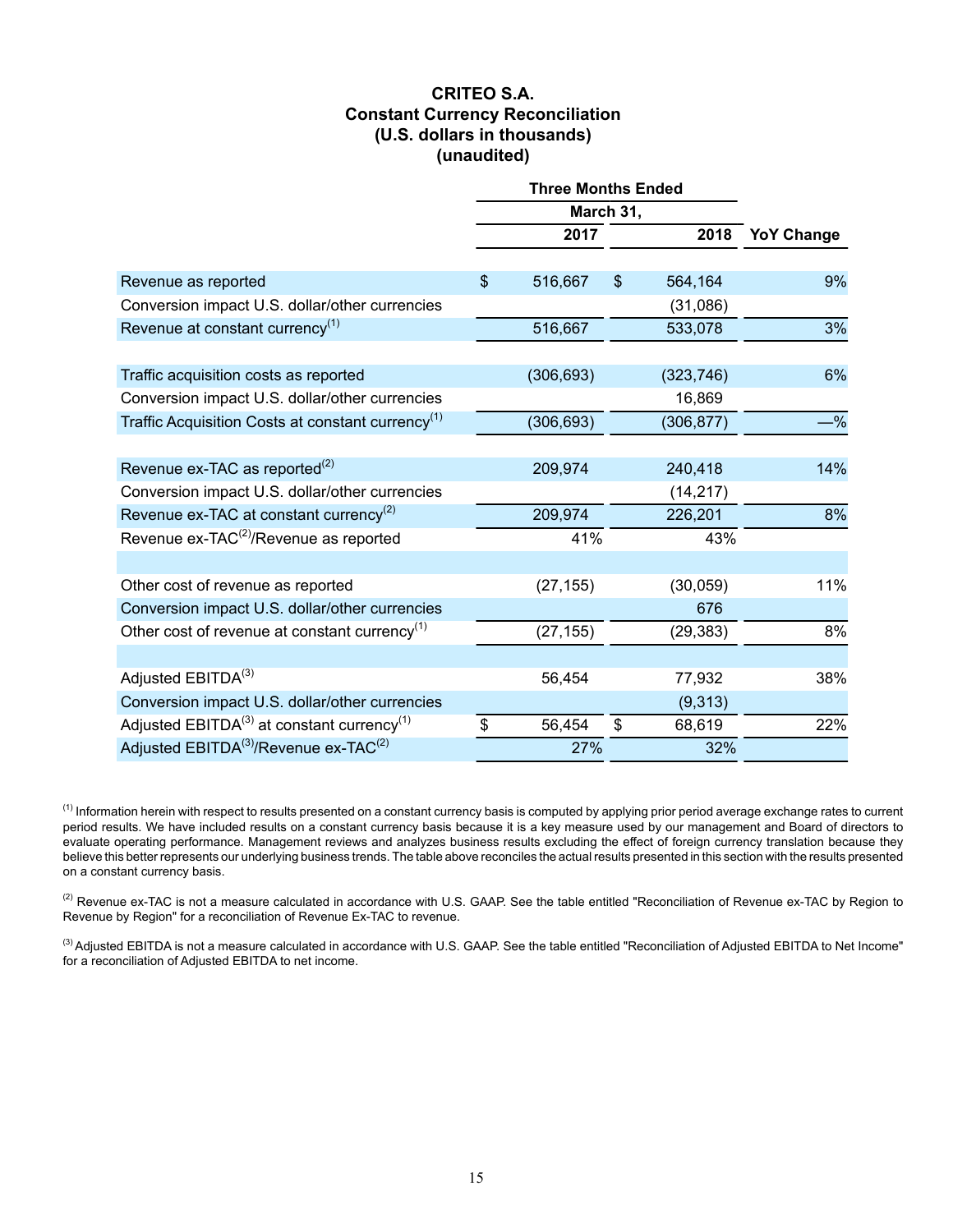# CRITEO S.A.
## Constant Currency Reconciliation
## (U.S. dollars in thousands)
## (unaudited)

| | Three Months Ended March 31, 2017 | Three Months Ended March 31, 2018 | YoY Change |
|---|---|---|---|
| Revenue as reported | $ 516,667 | $ 564,164 | 9% |
| Conversion impact U.S. dollar/other currencies | | (31,086) | |
| Revenue at constant currency[1] | 516,667 | 533,078 | 3% |
| | | | |
| Traffic acquisition costs as reported | (306,693) | (323,746) | 6% |
| Conversion impact U.S. dollar/other currencies | | 16,869 | |
| Traffic Acquisition Costs at constant currency[1] | (306,693) | (306,877) | —% |
| | | | |
| Revenue ex-TAC as reported[2] | 209,974 | 240,418 | 14% |
| Conversion impact U.S. dollar/other currencies | | (14,217) | |
| Revenue ex-TAC at constant currency[2] | 209,974 | 226,201 | 8% |
| Revenue ex-TAC[2]/Revenue as reported | 41% | 43% | |
| | | | |
| Other cost of revenue as reported | (27,155) | (30,059) | 11% |
| Conversion impact U.S. dollar/other currencies | | 676 | |
| Other cost of revenue at constant currency[1] | (27,155) | (29,383) | 8% |
| | | | |
| Adjusted EBITDA[3] | 56,454 | 77,932 | 38% |
| Conversion impact U.S. dollar/other currencies | | (9,313) | |
| Adjusted EBITDA[3] at constant currency[1] | $ 56,454 | $ 68,619 | 22% |
| Adjusted EBITDA[3]/Revenue ex-TAC[2] | 27% | 32% | |

[1] Information herein with respect to results presented on a constant currency basis is computed by applying prior period average exchange rates to current period results. We have included results on a constant currency basis because it is a key measure used by our management and Board of directors to evaluate operating performance. Management reviews and analyzes business results excluding the effect of foreign currency translation because they believe this better represents our underlying business trends. The table above reconciles the actual results presented in this section with the results presented on a constant currency basis.

[2] Revenue ex-TAC is not a measure calculated in accordance with U.S. GAAP. See the table entitled "Reconciliation of Revenue ex-TAC by Region to Revenue by Region" for a reconciliation of Revenue Ex-TAC to revenue.

[3] Adjusted EBITDA is not a measure calculated in accordance with U.S. GAAP. See the table entitled "Reconciliation of Adjusted EBITDA to Net Income" for a reconciliation of Adjusted EBITDA to net income.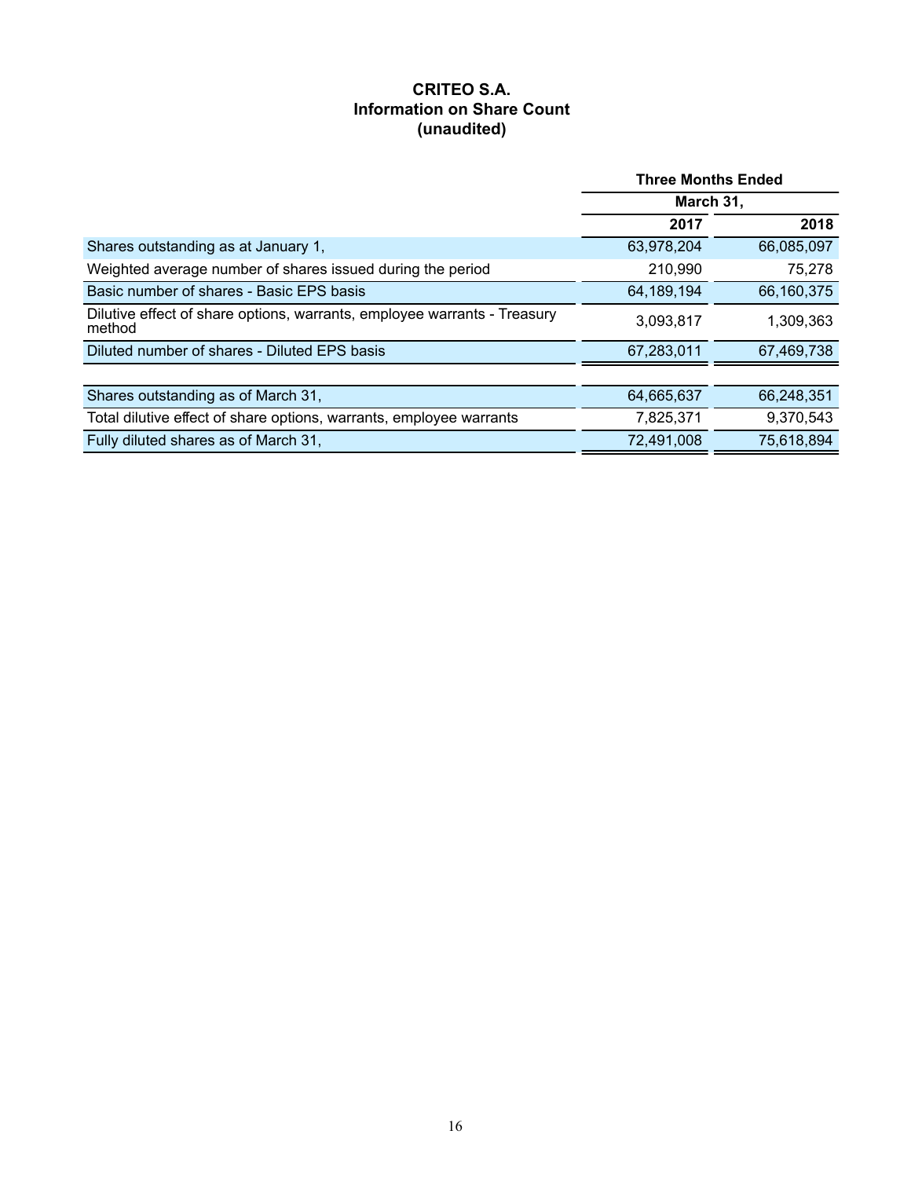**CRITEO S.A.**
**Information on Share Count**
**(unaudited)**

| | Three Months Ended | |
|---|---|---|
| | March 31, | |
| | 2017 | 2018 |
| Shares outstanding as at January 1, | 63,978,204 | 66,085,097 |
| Weighted average number of shares issued during the period | 210,990 | 75,278 |
| Basic number of shares - Basic EPS basis | 64,189,194 | 66,160,375 |
| Dilutive effect of share options, warrants, employee warrants - Treasury method | 3,093,817 | 1,309,363 |
| Diluted number of shares - Diluted EPS basis | 67,283,011 | 67,469,738 |
| | | |
| Shares outstanding as of March 31, | 64,665,637 | 66,248,351 |
| Total dilutive effect of share options, warrants, employee warrants | 7,825,371 | 9,370,543 |
| Fully diluted shares as of March 31, | 72,491,008 | 75,618,894 |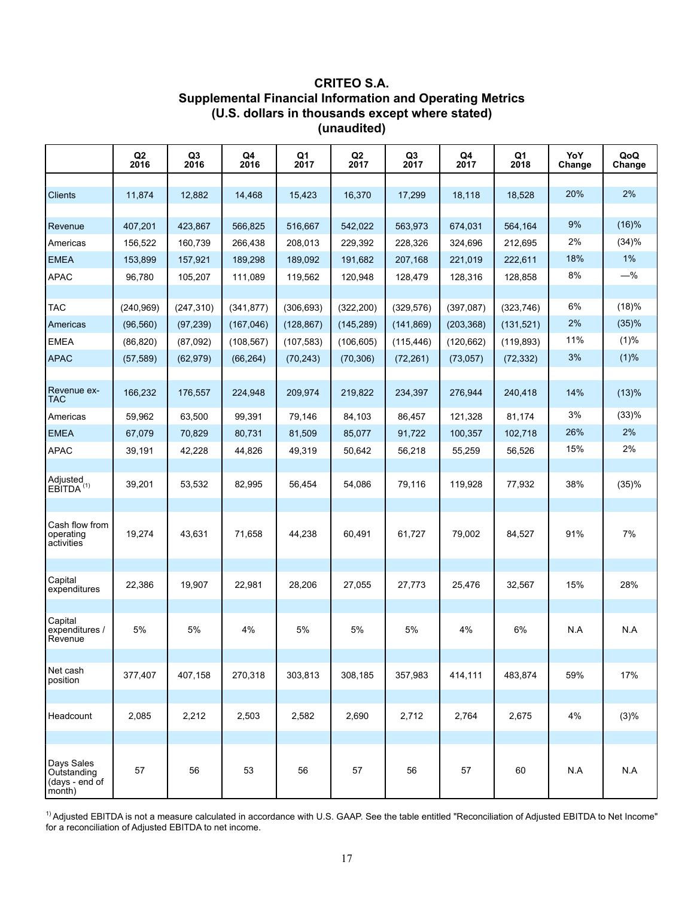# CRITEO S.A.
## Supplemental Financial Information and Operating Metrics
## (U.S. dollars in thousands except where stated)
## (unaudited)

| | Q2 2016 | Q3 2016 | Q4 2016 | Q1 2017 | Q2 2017 | Q3 2017 | Q4 2017 | Q1 2018 | YoY Change | QoQ Change |
|---|---|---|---|---|---|---|---|---|---|---|
| Clients | 11,874 | 12,882 | 14,468 | 15,423 | 16,370 | 17,299 | 18,118 | 18,528 | 20% | 2% |
| Revenue | 407,201 | 423,867 | 566,825 | 516,667 | 542,022 | 563,973 | 674,031 | 564,164 | 9% | (16)% |
| Americas | 156,522 | 160,739 | 266,438 | 208,013 | 229,392 | 228,326 | 324,696 | 212,695 | 2% | (34)% |
| EMEA | 153,899 | 157,921 | 189,298 | 189,092 | 191,682 | 207,168 | 221,019 | 222,611 | 18% | 1% |
| APAC | 96,780 | 105,207 | 111,089 | 119,562 | 120,948 | 128,479 | 128,316 | 128,858 | 8% | —% |
| TAC | (240,969) | (247,310) | (341,877) | (306,693) | (322,200) | (329,576) | (397,087) | (323,746) | 6% | (18)% |
| Americas | (96,560) | (97,239) | (167,046) | (128,867) | (145,289) | (141,869) | (203,368) | (131,521) | 2% | (35)% |
| EMEA | (86,820) | (87,092) | (108,567) | (107,583) | (106,605) | (115,446) | (120,662) | (119,893) | 11% | (1)% |
| APAC | (57,589) | (62,979) | (66,264) | (70,243) | (70,306) | (72,261) | (73,057) | (72,332) | 3% | (1)% |
| Revenue ex-TAC | 166,232 | 176,557 | 224,948 | 209,974 | 219,822 | 234,397 | 276,944 | 240,418 | 14% | (13)% |
| Americas | 59,962 | 63,500 | 99,391 | 79,146 | 84,103 | 86,457 | 121,328 | 81,174 | 3% | (33)% |
| EMEA | 67,079 | 70,829 | 80,731 | 81,509 | 85,077 | 91,722 | 100,357 | 102,718 | 26% | 2% |
| APAC | 39,191 | 42,228 | 44,826 | 49,319 | 50,642 | 56,218 | 55,259 | 56,526 | 15% | 2% |
| Adjusted EBITDA [1] | 39,201 | 53,532 | 82,995 | 56,454 | 54,086 | 79,116 | 119,928 | 77,932 | 38% | (35)% |
| Cash flow from operating activities | 19,274 | 43,631 | 71,658 | 44,238 | 60,491 | 61,727 | 79,002 | 84,527 | 91% | 7% |
| Capital expenditures | 22,386 | 19,907 | 22,981 | 28,206 | 27,055 | 27,773 | 25,476 | 32,567 | 15% | 28% |
| Capital expenditures / Revenue | 5% | 5% | 4% | 5% | 5% | 5% | 4% | 6% | N.A | N.A |
| Net cash position | 377,407 | 407,158 | 270,318 | 303,813 | 308,185 | 357,983 | 414,111 | 483,874 | 59% | 17% |
| Headcount | 2,085 | 2,212 | 2,503 | 2,582 | 2,690 | 2,712 | 2,764 | 2,675 | 4% | (3)% |
| Days Sales Outstanding (days - end of month) | 57 | 56 | 53 | 56 | 57 | 56 | 57 | 60 | N.A | N.A |

[1] Adjusted EBITDA is not a measure calculated in accordance with U.S. GAAP. See the table entitled "Reconciliation of Adjusted EBITDA to Net Income" for a reconciliation of Adjusted EBITDA to net income.